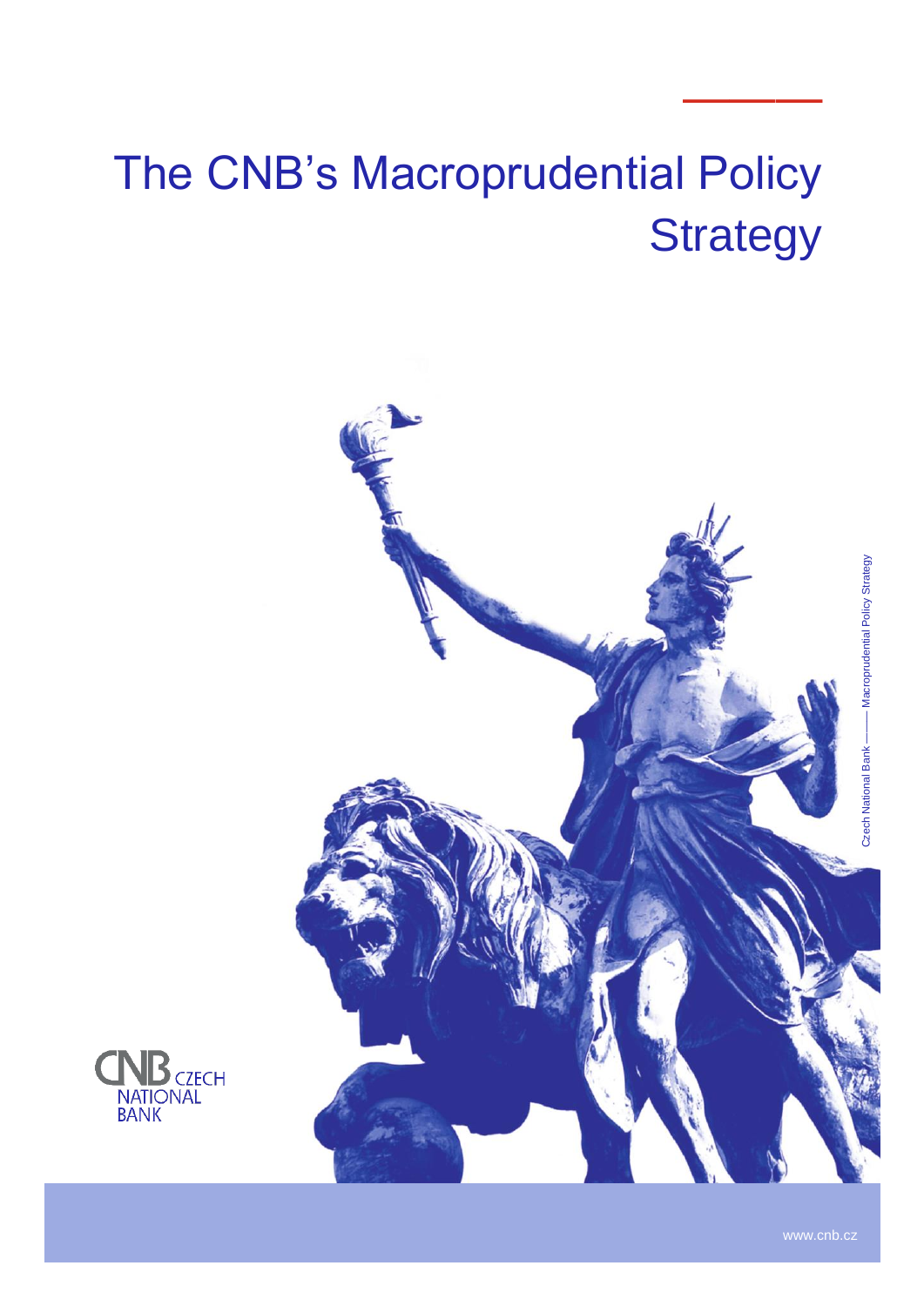# The CNB's Macroprudential Policy Strategy

CZECH NATIONAL BANK

www.cnb.cz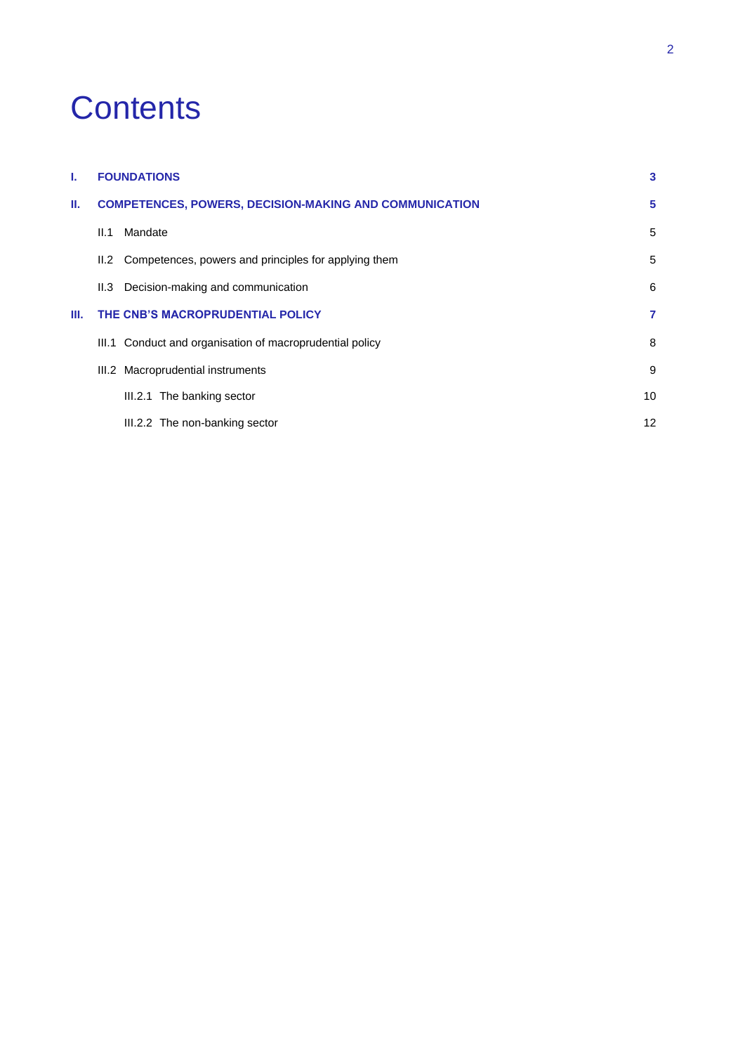# Contents

| | | |
|---|---|---|
| **I.** | **FOUNDATIONS** | **3** |
| **II.** | **COMPETENCES, POWERS, DECISION-MAKING AND COMMUNICATION** | **5** |
| | II.1 Mandate | 5 |
| | II.2 Competences, powers and principles for applying them | 5 |
| | II.3 Decision-making and communication | 6 |
| **III.** | **THE CNB'S MACROPRUDENTIAL POLICY** | **7** |
| | III.1 Conduct and organisation of macroprudential policy | 8 |
| | III.2 Macroprudential instruments | 9 |
| | III.2.1 The banking sector | 10 |
| | III.2.2 The non-banking sector | 12 |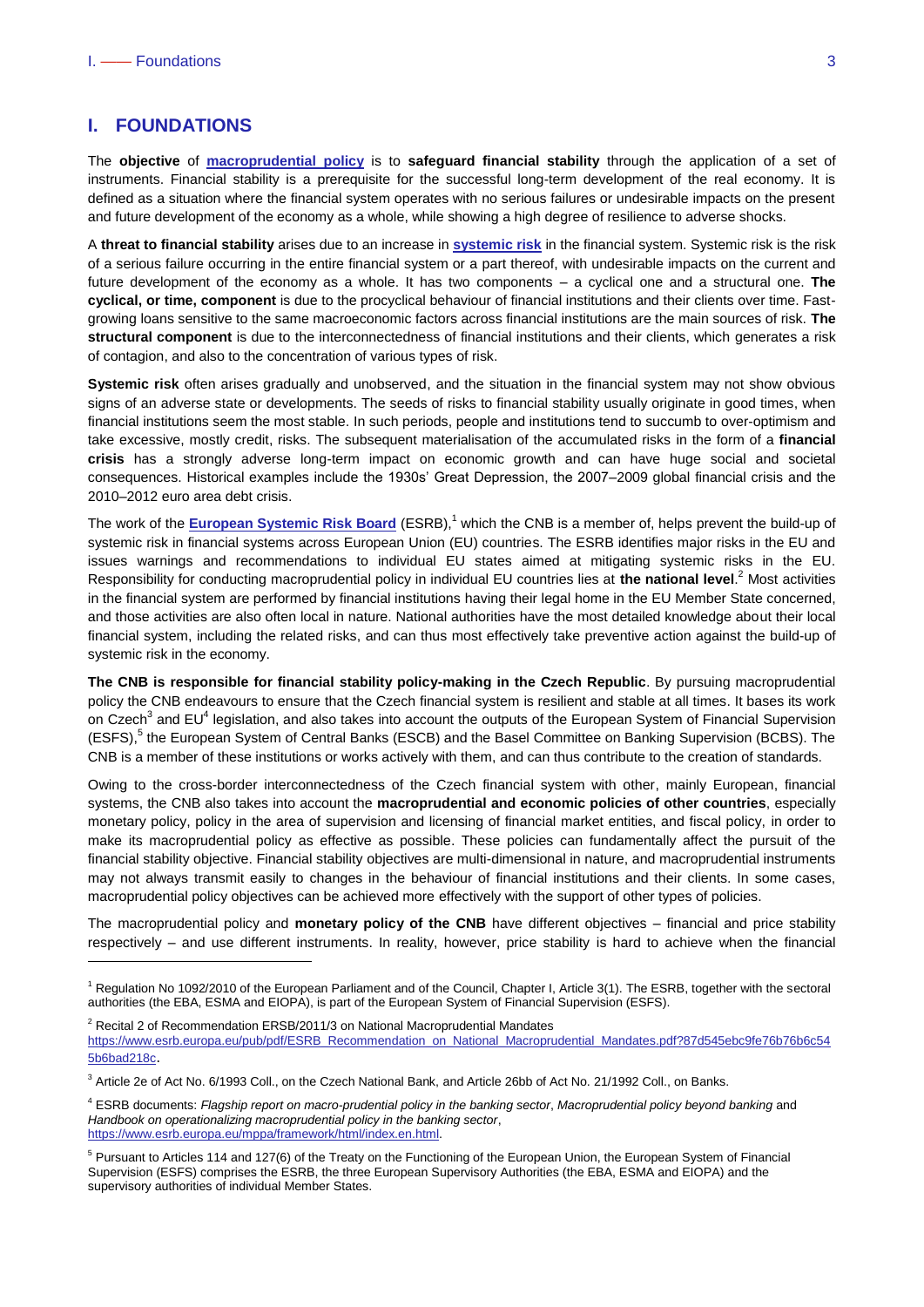# I. FOUNDATIONS

The **objective** of **macroprudential policy** is to **safeguard financial stability** through the application of a set of instruments. Financial stability is a prerequisite for the successful long-term development of the real economy. It is defined as a situation where the financial system operates with no serious failures or undesirable impacts on the present and future development of the economy as a whole, while showing a high degree of resilience to adverse shocks.

A **threat to financial stability** arises due to an increase in **systemic risk** in the financial system. Systemic risk is the risk of a serious failure occurring in the entire financial system or a part thereof, with undesirable impacts on the current and future development of the economy as a whole. It has two components – a cyclical one and a structural one. **The cyclical, or time, component** is due to the procyclical behaviour of financial institutions and their clients over time. Fast-growing loans sensitive to the same macroeconomic factors across financial institutions are the main sources of risk. **The structural component** is due to the interconnectedness of financial institutions and their clients, which generates a risk of contagion, and also to the concentration of various types of risk.

**Systemic risk** often arises gradually and unobserved, and the situation in the financial system may not show obvious signs of an adverse state or developments. The seeds of risks to financial stability usually originate in good times, when financial institutions seem the most stable. In such periods, people and institutions tend to succumb to over-optimism and take excessive, mostly credit, risks. The subsequent materialisation of the accumulated risks in the form of a **financial crisis** has a strongly adverse long-term impact on economic growth and can have huge social and societal consequences. Historical examples include the 1930s' Great Depression, the 2007–2009 global financial crisis and the 2010–2012 euro area debt crisis.

The work of the **European Systemic Risk Board** (ESRB),[1] which the CNB is a member of, helps prevent the build-up of systemic risk in financial systems across European Union (EU) countries. The ESRB identifies major risks in the EU and issues warnings and recommendations to individual EU states aimed at mitigating systemic risks in the EU. Responsibility for conducting macroprudential policy in individual EU countries lies at **the national level**.[2] Most activities in the financial system are performed by financial institutions having their legal home in the EU Member State concerned, and those activities are also often local in nature. National authorities have the most detailed knowledge about their local financial system, including the related risks, and can thus most effectively take preventive action against the build-up of systemic risk in the economy.

**The CNB is responsible for financial stability policy-making in the Czech Republic**. By pursuing macroprudential policy the CNB endeavours to ensure that the Czech financial system is resilient and stable at all times. It bases its work on Czech[3] and EU[4] legislation, and also takes into account the outputs of the European System of Financial Supervision (ESFS),[5] the European System of Central Banks (ESCB) and the Basel Committee on Banking Supervision (BCBS). The CNB is a member of these institutions or works actively with them, and can thus contribute to the creation of standards.

Owing to the cross-border interconnectedness of the Czech financial system with other, mainly European, financial systems, the CNB also takes into account the **macroprudential and economic policies of other countries**, especially monetary policy, policy in the area of supervision and licensing of financial market entities, and fiscal policy, in order to make its macroprudential policy as effective as possible. These policies can fundamentally affect the pursuit of the financial stability objective. Financial stability objectives are multi-dimensional in nature, and macroprudential instruments may not always transmit easily to changes in the behaviour of financial institutions and their clients. In some cases, macroprudential policy objectives can be achieved more effectively with the support of other types of policies.

The macroprudential policy and **monetary policy of the CNB** have different objectives – financial and price stability respectively – and use different instruments. In reality, however, price stability is hard to achieve when the financial

---

[1] Regulation No 1092/2010 of the European Parliament and of the Council, Chapter I, Article 3(1). The ESRB, together with the sectoral authorities (the EBA, ESMA and EIOPA), is part of the European System of Financial Supervision (ESFS).

[2] Recital 2 of Recommendation ERSB/2011/3 on National Macroprudential Mandates https://www.esrb.europa.eu/pub/pdf/ESRB_Recommendation_on_National_Macroprudential_Mandates.pdf?87d545ebc9fe76b76b6c545b6bad218c.

[3] Article 2e of Act No. 6/1993 Coll., on the Czech National Bank, and Article 26bb of Act No. 21/1992 Coll., on Banks.

[4] ESRB documents: *Flagship report on macro-prudential policy in the banking sector*, *Macroprudential policy beyond banking* and *Handbook on operationalizing macroprudential policy in the banking sector*, https://www.esrb.europa.eu/mppa/framework/html/index.en.html.

[5] Pursuant to Articles 114 and 127(6) of the Treaty on the Functioning of the European Union, the European System of Financial Supervision (ESFS) comprises the ESRB, the three European Supervisory Authorities (the EBA, ESMA and EIOPA) and the supervisory authorities of individual Member States.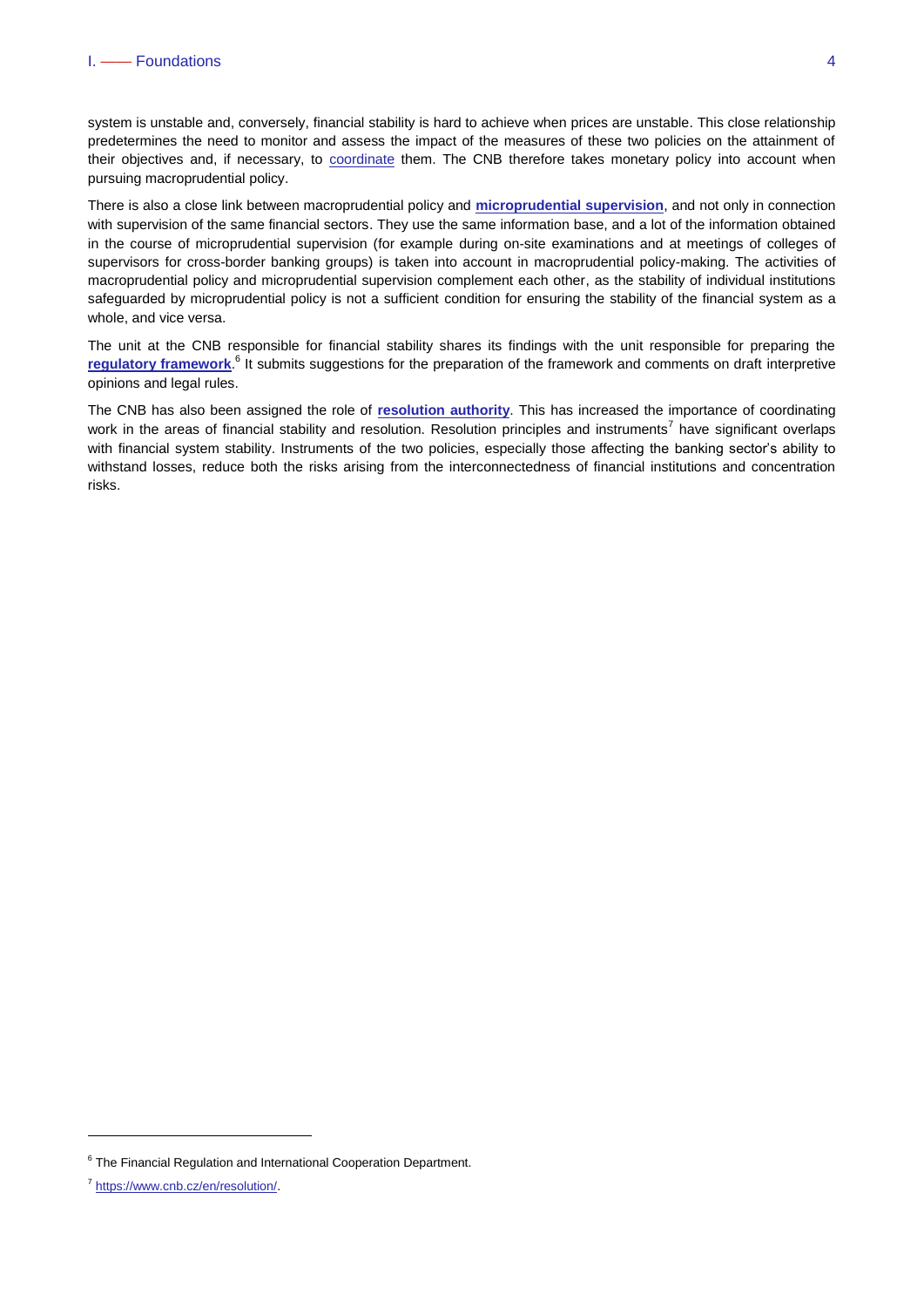system is unstable and, conversely, financial stability is hard to achieve when prices are unstable. This close relationship predetermines the need to monitor and assess the impact of the measures of these two policies on the attainment of their objectives and, if necessary, to coordinate them. The CNB therefore takes monetary policy into account when pursuing macroprudential policy.

There is also a close link between macroprudential policy and **microprudential supervision**, and not only in connection with supervision of the same financial sectors. They use the same information base, and a lot of the information obtained in the course of microprudential supervision (for example during on-site examinations and at meetings of colleges of supervisors for cross-border banking groups) is taken into account in macroprudential policy-making. The activities of macroprudential policy and microprudential supervision complement each other, as the stability of individual institutions safeguarded by microprudential policy is not a sufficient condition for ensuring the stability of the financial system as a whole, and vice versa.

The unit at the CNB responsible for financial stability shares its findings with the unit responsible for preparing the **regulatory framework**.[6] It submits suggestions for the preparation of the framework and comments on draft interpretive opinions and legal rules.

The CNB has also been assigned the role of **resolution authority**. This has increased the importance of coordinating work in the areas of financial stability and resolution. Resolution principles and instruments[7] have significant overlaps with financial system stability. Instruments of the two policies, especially those affecting the banking sector's ability to withstand losses, reduce both the risks arising from the interconnectedness of financial institutions and concentration risks.

---

[6] The Financial Regulation and International Cooperation Department.

[7] https://www.cnb.cz/en/resolution/.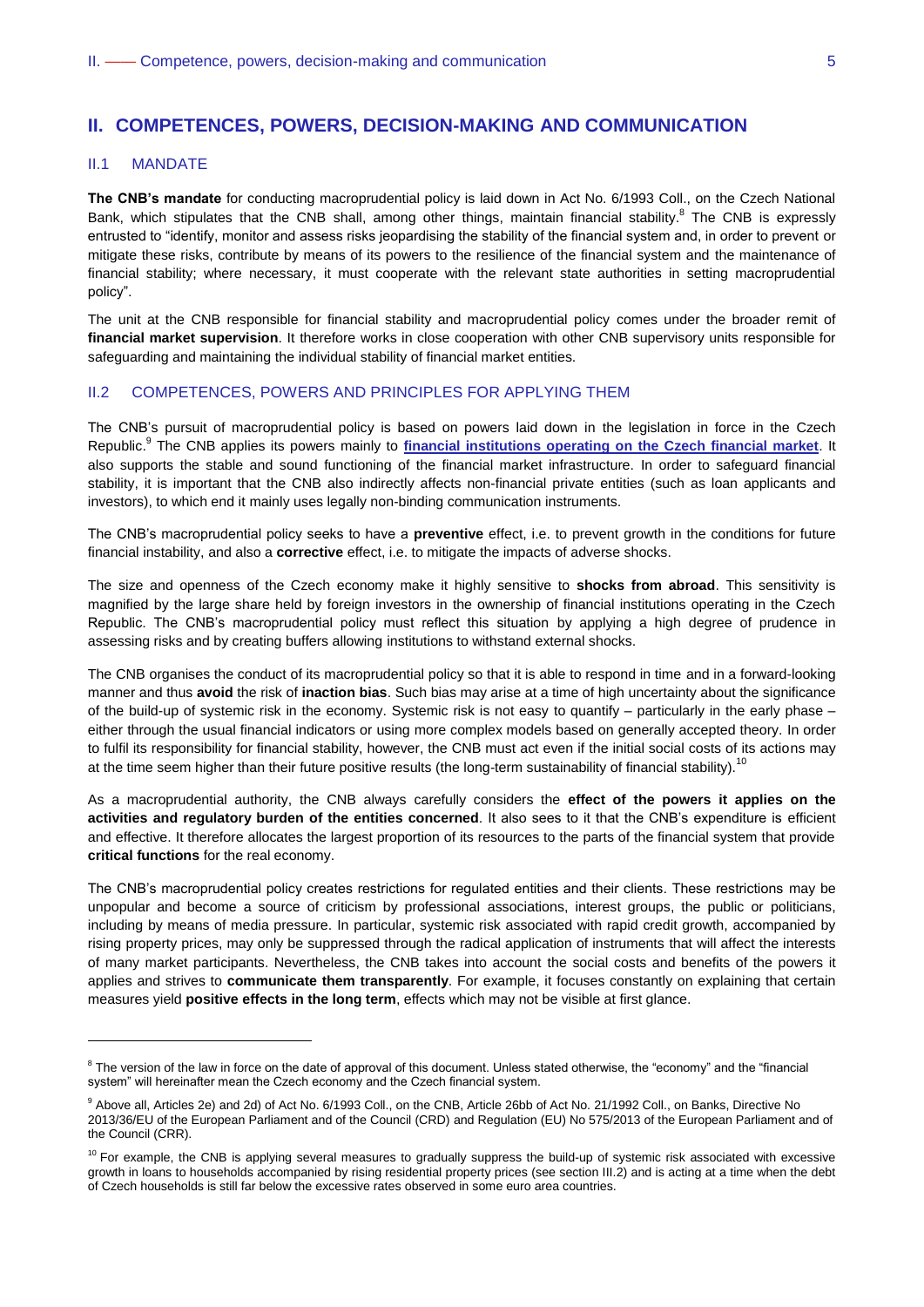## II. COMPETENCES, POWERS, DECISION-MAKING AND COMMUNICATION

### II.1 MANDATE

**The CNB's mandate** for conducting macroprudential policy is laid down in Act No. 6/1993 Coll., on the Czech National Bank, which stipulates that the CNB shall, among other things, maintain financial stability.[8] The CNB is expressly entrusted to "identify, monitor and assess risks jeopardising the stability of the financial system and, in order to prevent or mitigate these risks, contribute by means of its powers to the resilience of the financial system and the maintenance of financial stability; where necessary, it must cooperate with the relevant state authorities in setting macroprudential policy".

The unit at the CNB responsible for financial stability and macroprudential policy comes under the broader remit of **financial market supervision**. It therefore works in close cooperation with other CNB supervisory units responsible for safeguarding and maintaining the individual stability of financial market entities.

### II.2 COMPETENCES, POWERS AND PRINCIPLES FOR APPLYING THEM

The CNB's pursuit of macroprudential policy is based on powers laid down in the legislation in force in the Czech Republic.[9] The CNB applies its powers mainly to **financial institutions operating on the Czech financial market**. It also supports the stable and sound functioning of the financial market infrastructure. In order to safeguard financial stability, it is important that the CNB also indirectly affects non-financial private entities (such as loan applicants and investors), to which end it mainly uses legally non-binding communication instruments.

The CNB's macroprudential policy seeks to have a **preventive** effect, i.e. to prevent growth in the conditions for future financial instability, and also a **corrective** effect, i.e. to mitigate the impacts of adverse shocks.

The size and openness of the Czech economy make it highly sensitive to **shocks from abroad**. This sensitivity is magnified by the large share held by foreign investors in the ownership of financial institutions operating in the Czech Republic. The CNB's macroprudential policy must reflect this situation by applying a high degree of prudence in assessing risks and by creating buffers allowing institutions to withstand external shocks.

The CNB organises the conduct of its macroprudential policy so that it is able to respond in time and in a forward-looking manner and thus **avoid** the risk of **inaction bias**. Such bias may arise at a time of high uncertainty about the significance of the build-up of systemic risk in the economy. Systemic risk is not easy to quantify – particularly in the early phase – either through the usual financial indicators or using more complex models based on generally accepted theory. In order to fulfil its responsibility for financial stability, however, the CNB must act even if the initial social costs of its actions may at the time seem higher than their future positive results (the long-term sustainability of financial stability).[10]

As a macroprudential authority, the CNB always carefully considers the **effect of the powers it applies on the activities and regulatory burden of the entities concerned**. It also sees to it that the CNB's expenditure is efficient and effective. It therefore allocates the largest proportion of its resources to the parts of the financial system that provide **critical functions** for the real economy.

The CNB's macroprudential policy creates restrictions for regulated entities and their clients. These restrictions may be unpopular and become a source of criticism by professional associations, interest groups, the public or politicians, including by means of media pressure. In particular, systemic risk associated with rapid credit growth, accompanied by rising property prices, may only be suppressed through the radical application of instruments that will affect the interests of many market participants. Nevertheless, the CNB takes into account the social costs and benefits of the powers it applies and strives to **communicate them transparently**. For example, it focuses constantly on explaining that certain measures yield **positive effects in the long term**, effects which may not be visible at first glance.

---

[8] The version of the law in force on the date of approval of this document. Unless stated otherwise, the "economy" and the "financial system" will hereinafter mean the Czech economy and the Czech financial system.

[9] Above all, Articles 2e) and 2d) of Act No. 6/1993 Coll., on the CNB, Article 26bb of Act No. 21/1992 Coll., on Banks, Directive No 2013/36/EU of the European Parliament and of the Council (CRD) and Regulation (EU) No 575/2013 of the European Parliament and of the Council (CRR).

[10] For example, the CNB is applying several measures to gradually suppress the build-up of systemic risk associated with excessive growth in loans to households accompanied by rising residential property prices (see section III.2) and is acting at a time when the debt of Czech households is still far below the excessive rates observed in some euro area countries.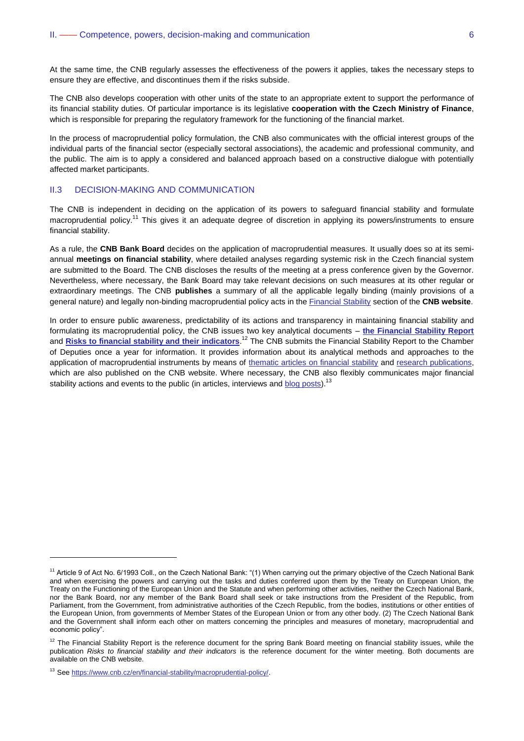At the same time, the CNB regularly assesses the effectiveness of the powers it applies, takes the necessary steps to ensure they are effective, and discontinues them if the risks subside.

The CNB also develops cooperation with other units of the state to an appropriate extent to support the performance of its financial stability duties. Of particular importance is its legislative **cooperation with the Czech Ministry of Finance**, which is responsible for preparing the regulatory framework for the functioning of the financial market.

In the process of macroprudential policy formulation, the CNB also communicates with the official interest groups of the individual parts of the financial sector (especially sectoral associations), the academic and professional community, and the public. The aim is to apply a considered and balanced approach based on a constructive dialogue with potentially affected market participants.

## II.3 DECISION-MAKING AND COMMUNICATION

The CNB is independent in deciding on the application of its powers to safeguard financial stability and formulate macroprudential policy.[11] This gives it an adequate degree of discretion in applying its powers/instruments to ensure financial stability.

As a rule, the **CNB Bank Board** decides on the application of macroprudential measures. It usually does so at its semi-annual **meetings on financial stability**, where detailed analyses regarding systemic risk in the Czech financial system are submitted to the Board. The CNB discloses the results of the meeting at a press conference given by the Governor. Nevertheless, where necessary, the Bank Board may take relevant decisions on such measures at its other regular or extraordinary meetings. The CNB **publishes** a summary of all the applicable legally binding (mainly provisions of a general nature) and legally non-binding macroprudential policy acts in the Financial Stability section of the **CNB website**.

In order to ensure public awareness, predictability of its actions and transparency in maintaining financial stability and formulating its macroprudential policy, the CNB issues two key analytical documents – **the Financial Stability Report** and **Risks to financial stability and their indicators**.[12] The CNB submits the Financial Stability Report to the Chamber of Deputies once a year for information. It provides information about its analytical methods and approaches to the application of macroprudential instruments by means of thematic articles on financial stability and research publications, which are also published on the CNB website. Where necessary, the CNB also flexibly communicates major financial stability actions and events to the public (in articles, interviews and blog posts).[13]

---

[11] Article 9 of Act No. 6/1993 Coll., on the Czech National Bank: "(1) When carrying out the primary objective of the Czech National Bank and when exercising the powers and carrying out the tasks and duties conferred upon them by the Treaty on European Union, the Treaty on the Functioning of the European Union and the Statute and when performing other activities, neither the Czech National Bank, nor the Bank Board, nor any member of the Bank Board shall seek or take instructions from the President of the Republic, from Parliament, from the Government, from administrative authorities of the Czech Republic, from the bodies, institutions or other entities of the European Union, from governments of Member States of the European Union or from any other body. (2) The Czech National Bank and the Government shall inform each other on matters concerning the principles and measures of monetary, macroprudential and economic policy".

[12] The Financial Stability Report is the reference document for the spring Bank Board meeting on financial stability issues, while the publication *Risks to financial stability and their indicators* is the reference document for the winter meeting. Both documents are available on the CNB website.

[13] See https://www.cnb.cz/en/financial-stability/macroprudential-policy/.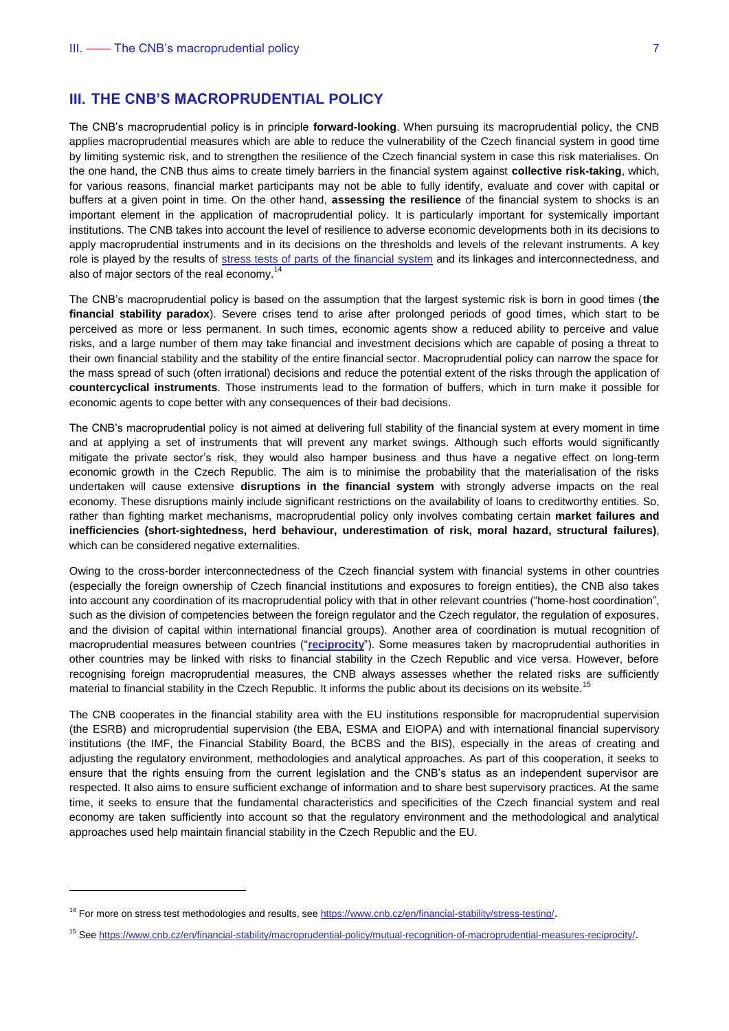## III. THE CNB'S MACROPRUDENTIAL POLICY

The CNB's macroprudential policy is in principle **forward-looking**. When pursuing its macroprudential policy, the CNB applies macroprudential measures which are able to reduce the vulnerability of the Czech financial system in good time by limiting systemic risk, and to strengthen the resilience of the Czech financial system in case this risk materialises. On the one hand, the CNB thus aims to create timely barriers in the financial system against **collective risk-taking**, which, for various reasons, financial market participants may not be able to fully identify, evaluate and cover with capital or buffers at a given point in time. On the other hand, **assessing the resilience** of the financial system to shocks is an important element in the application of macroprudential policy. It is particularly important for systemically important institutions. The CNB takes into account the level of resilience to adverse economic developments both in its decisions to apply macroprudential instruments and in its decisions on the thresholds and levels of the relevant instruments. A key role is played by the results of stress tests of parts of the financial system and its linkages and interconnectedness, and also of major sectors of the real economy.[14]

The CNB's macroprudential policy is based on the assumption that the largest systemic risk is born in good times (**the financial stability paradox**). Severe crises tend to arise after prolonged periods of good times, which start to be perceived as more or less permanent. In such times, economic agents show a reduced ability to perceive and value risks, and a large number of them may take financial and investment decisions which are capable of posing a threat to their own financial stability and the stability of the entire financial sector. Macroprudential policy can narrow the space for the mass spread of such (often irrational) decisions and reduce the potential extent of the risks through the application of **countercyclical instruments**. Those instruments lead to the formation of buffers, which in turn make it possible for economic agents to cope better with any consequences of their bad decisions.

The CNB's macroprudential policy is not aimed at delivering full stability of the financial system at every moment in time and at applying a set of instruments that will prevent any market swings. Although such efforts would significantly mitigate the private sector's risk, they would also hamper business and thus have a negative effect on long-term economic growth in the Czech Republic. The aim is to minimise the probability that the materialisation of the risks undertaken will cause extensive **disruptions in the financial system** with strongly adverse impacts on the real economy. These disruptions mainly include significant restrictions on the availability of loans to creditworthy entities. So, rather than fighting market mechanisms, macroprudential policy only involves combating certain **market failures and inefficiencies (short-sightedness, herd behaviour, underestimation of risk, moral hazard, structural failures)**, which can be considered negative externalities.

Owing to the cross-border interconnectedness of the Czech financial system with financial systems in other countries (especially the foreign ownership of Czech financial institutions and exposures to foreign entities), the CNB also takes into account any coordination of its macroprudential policy with that in other relevant countries ("home-host coordination", such as the division of competencies between the foreign regulator and the Czech regulator, the regulation of exposures, and the division of capital within international financial groups). Another area of coordination is mutual recognition of macroprudential measures between countries ("**reciprocity**"). Some measures taken by macroprudential authorities in other countries may be linked with risks to financial stability in the Czech Republic and vice versa. However, before recognising foreign macroprudential measures, the CNB always assesses whether the related risks are sufficiently material to financial stability in the Czech Republic. It informs the public about its decisions on its website.[15]

The CNB cooperates in the financial stability area with the EU institutions responsible for macroprudential supervision (the ESRB) and microprudential supervision (the EBA, ESMA and EIOPA) and with international financial supervisory institutions (the IMF, the Financial Stability Board, the BCBS and the BIS), especially in the areas of creating and adjusting the regulatory environment, methodologies and analytical approaches. As part of this cooperation, it seeks to ensure that the rights ensuing from the current legislation and the CNB's status as an independent supervisor are respected. It also aims to ensure sufficient exchange of information and to share best supervisory practices. At the same time, it seeks to ensure that the fundamental characteristics and specificities of the Czech financial system and real economy are taken sufficiently into account so that the regulatory environment and the methodological and analytical approaches used help maintain financial stability in the Czech Republic and the EU.

---

[14] For more on stress test methodologies and results, see https://www.cnb.cz/en/financial-stability/stress-testing/.

[15] See https://www.cnb.cz/en/financial-stability/macroprudential-policy/mutual-recognition-of-macroprudential-measures-reciprocity/.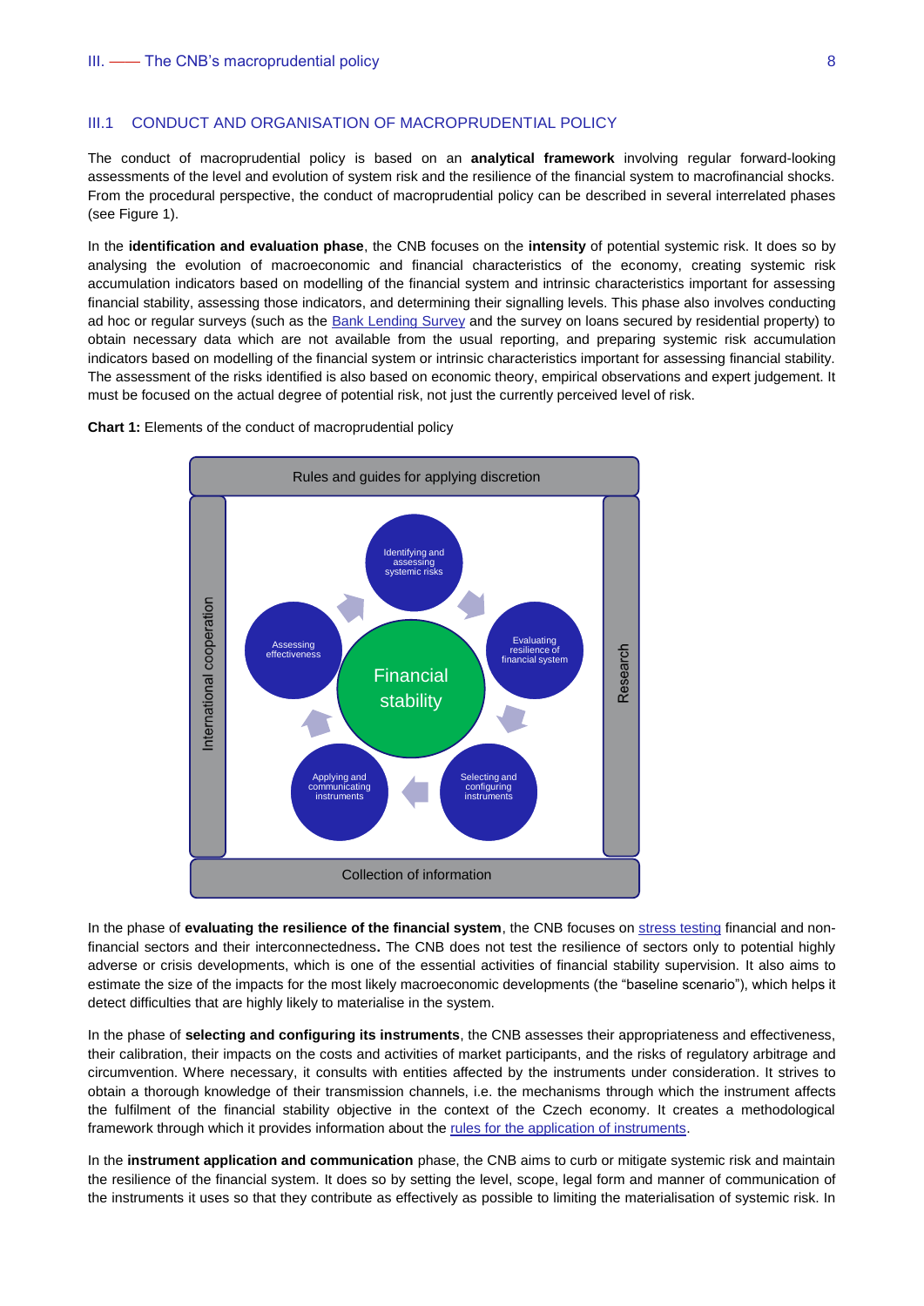## III.1 CONDUCT AND ORGANISATION OF MACROPRUDENTIAL POLICY

The conduct of macroprudential policy is based on an **analytical framework** involving regular forward-looking assessments of the level and evolution of system risk and the resilience of the financial system to macrofinancial shocks. From the procedural perspective, the conduct of macroprudential policy can be described in several interrelated phases (see Figure 1).

In the **identification and evaluation phase**, the CNB focuses on the **intensity** of potential systemic risk. It does so by analysing the evolution of macroeconomic and financial characteristics of the economy, creating systemic risk accumulation indicators based on modelling of the financial system and intrinsic characteristics important for assessing financial stability, assessing those indicators, and determining their signalling levels. This phase also involves conducting ad hoc or regular surveys (such as the Bank Lending Survey and the survey on loans secured by residential property) to obtain necessary data which are not available from the usual reporting, and preparing systemic risk accumulation indicators based on modelling of the financial system or intrinsic characteristics important for assessing financial stability. The assessment of the risks identified is also based on economic theory, empirical observations and expert judgement. It must be focused on the actual degree of potential risk, not just the currently perceived level of risk.

**Chart 1:** Elements of the conduct of macroprudential policy

Rules and guides for applying discretion

International cooperation

Research

Financial stability

Identifying and assessing systemic risks → Evaluating resilience of financial system → Selecting and configuring instruments → Applying and communicating instruments → Assessing effectiveness → Identifying and assessing systemic risks

Collection of information

In the phase of **evaluating the resilience of the financial system**, the CNB focuses on stress testing financial and non-financial sectors and their interconnectedness**.** The CNB does not test the resilience of sectors only to potential highly adverse or crisis developments, which is one of the essential activities of financial stability supervision. It also aims to estimate the size of the impacts for the most likely macroeconomic developments (the "baseline scenario"), which helps it detect difficulties that are highly likely to materialise in the system.

In the phase of **selecting and configuring its instruments**, the CNB assesses their appropriateness and effectiveness, their calibration, their impacts on the costs and activities of market participants, and the risks of regulatory arbitrage and circumvention. Where necessary, it consults with entities affected by the instruments under consideration. It strives to obtain a thorough knowledge of their transmission channels, i.e. the mechanisms through which the instrument affects the fulfilment of the financial stability objective in the context of the Czech economy. It creates a methodological framework through which it provides information about the rules for the application of instruments.

In the **instrument application and communication** phase, the CNB aims to curb or mitigate systemic risk and maintain the resilience of the financial system. It does so by setting the level, scope, legal form and manner of communication of the instruments it uses so that they contribute as effectively as possible to limiting the materialisation of systemic risk. In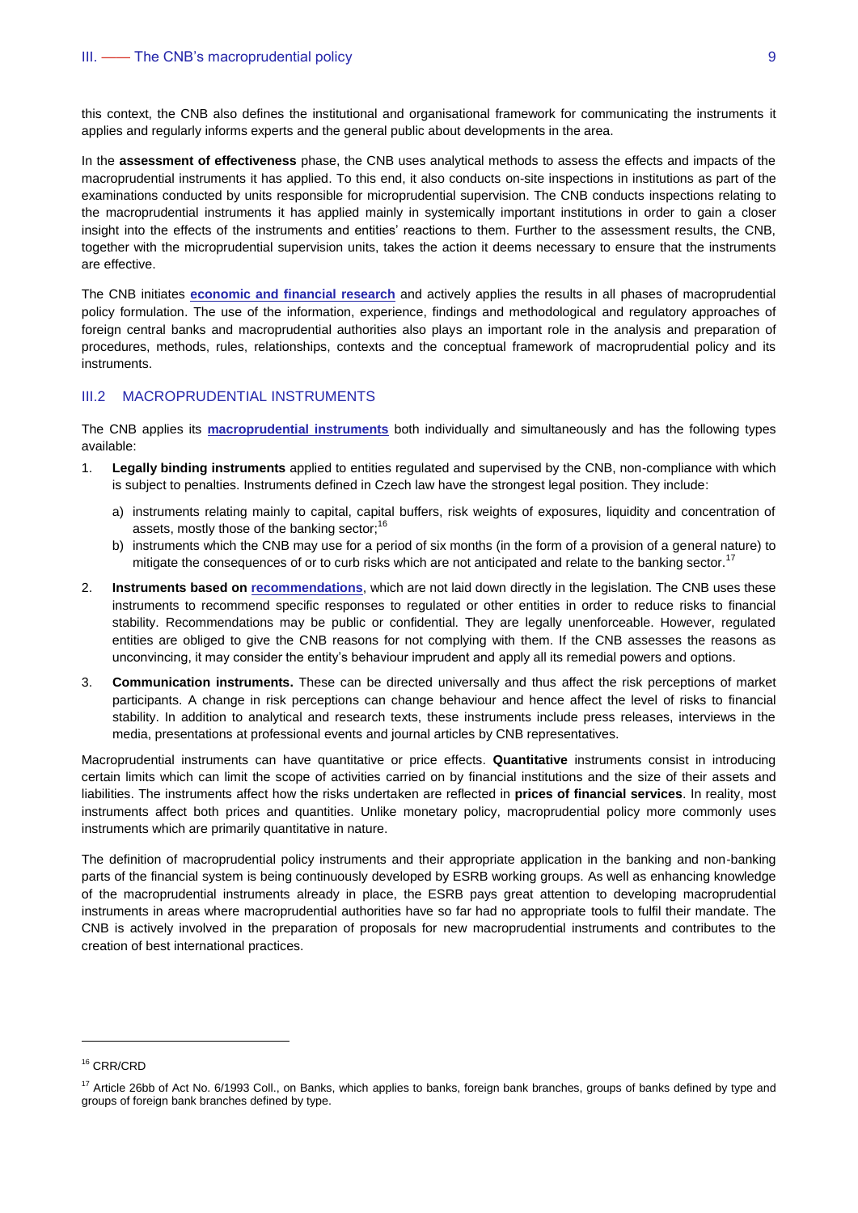this context, the CNB also defines the institutional and organisational framework for communicating the instruments it applies and regularly informs experts and the general public about developments in the area.

In the **assessment of effectiveness** phase, the CNB uses analytical methods to assess the effects and impacts of the macroprudential instruments it has applied. To this end, it also conducts on-site inspections in institutions as part of the examinations conducted by units responsible for microprudential supervision. The CNB conducts inspections relating to the macroprudential instruments it has applied mainly in systemically important institutions in order to gain a closer insight into the effects of the instruments and entities' reactions to them. Further to the assessment results, the CNB, together with the microprudential supervision units, takes the action it deems necessary to ensure that the instruments are effective.

The CNB initiates **economic and financial research** and actively applies the results in all phases of macroprudential policy formulation. The use of the information, experience, findings and methodological and regulatory approaches of foreign central banks and macroprudential authorities also plays an important role in the analysis and preparation of procedures, methods, rules, relationships, contexts and the conceptual framework of macroprudential policy and its instruments.

## III.2 MACROPRUDENTIAL INSTRUMENTS

The CNB applies its **macroprudential instruments** both individually and simultaneously and has the following types available:

1. **Legally binding instruments** applied to entities regulated and supervised by the CNB, non-compliance with which is subject to penalties. Instruments defined in Czech law have the strongest legal position. They include:
   a) instruments relating mainly to capital, capital buffers, risk weights of exposures, liquidity and concentration of assets, mostly those of the banking sector;[16]
   b) instruments which the CNB may use for a period of six months (in the form of a provision of a general nature) to mitigate the consequences of or to curb risks which are not anticipated and relate to the banking sector.[17]
2. **Instruments based on recommendations**, which are not laid down directly in the legislation. The CNB uses these instruments to recommend specific responses to regulated or other entities in order to reduce risks to financial stability. Recommendations may be public or confidential. They are legally unenforceable. However, regulated entities are obliged to give the CNB reasons for not complying with them. If the CNB assesses the reasons as unconvincing, it may consider the entity's behaviour imprudent and apply all its remedial powers and options.
3. **Communication instruments.** These can be directed universally and thus affect the risk perceptions of market participants. A change in risk perceptions can change behaviour and hence affect the level of risks to financial stability. In addition to analytical and research texts, these instruments include press releases, interviews in the media, presentations at professional events and journal articles by CNB representatives.

Macroprudential instruments can have quantitative or price effects. **Quantitative** instruments consist in introducing certain limits which can limit the scope of activities carried on by financial institutions and the size of their assets and liabilities. The instruments affect how the risks undertaken are reflected in **prices of financial services**. In reality, most instruments affect both prices and quantities. Unlike monetary policy, macroprudential policy more commonly uses instruments which are primarily quantitative in nature.

The definition of macroprudential policy instruments and their appropriate application in the banking and non-banking parts of the financial system is being continuously developed by ESRB working groups. As well as enhancing knowledge of the macroprudential instruments already in place, the ESRB pays great attention to developing macroprudential instruments in areas where macroprudential authorities have so far had no appropriate tools to fulfil their mandate. The CNB is actively involved in the preparation of proposals for new macroprudential instruments and contributes to the creation of best international practices.

---

[16] CRR/CRD

[17] Article 26bb of Act No. 6/1993 Coll., on Banks, which applies to banks, foreign bank branches, groups of banks defined by type and groups of foreign bank branches defined by type.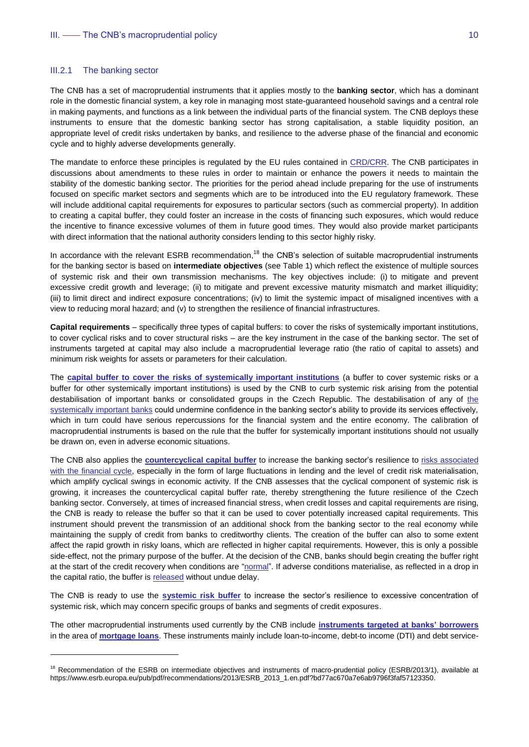### III.2.1 The banking sector

The CNB has a set of macroprudential instruments that it applies mostly to the **banking sector**, which has a dominant role in the domestic financial system, a key role in managing most state-guaranteed household savings and a central role in making payments, and functions as a link between the individual parts of the financial system. The CNB deploys these instruments to ensure that the domestic banking sector has strong capitalisation, a stable liquidity position, an appropriate level of credit risks undertaken by banks, and resilience to the adverse phase of the financial and economic cycle and to highly adverse developments generally.

The mandate to enforce these principles is regulated by the EU rules contained in CRD/CRR. The CNB participates in discussions about amendments to these rules in order to maintain or enhance the powers it needs to maintain the stability of the domestic banking sector. The priorities for the period ahead include preparing for the use of instruments focused on specific market sectors and segments which are to be introduced into the EU regulatory framework. These will include additional capital requirements for exposures to particular sectors (such as commercial property). In addition to creating a capital buffer, they could foster an increase in the costs of financing such exposures, which would reduce the incentive to finance excessive volumes of them in future good times. They would also provide market participants with direct information that the national authority considers lending to this sector highly risky.

In accordance with the relevant ESRB recommendation,[18] the CNB's selection of suitable macroprudential instruments for the banking sector is based on **intermediate objectives** (see Table 1) which reflect the existence of multiple sources of systemic risk and their own transmission mechanisms. The key objectives include: (i) to mitigate and prevent excessive credit growth and leverage; (ii) to mitigate and prevent excessive maturity mismatch and market illiquidity; (iii) to limit direct and indirect exposure concentrations; (iv) to limit the systemic impact of misaligned incentives with a view to reducing moral hazard; and (v) to strengthen the resilience of financial infrastructures.

**Capital requirements** – specifically three types of capital buffers: to cover the risks of systemically important institutions, to cover cyclical risks and to cover structural risks – are the key instrument in the case of the banking sector. The set of instruments targeted at capital may also include a macroprudential leverage ratio (the ratio of capital to assets) and minimum risk weights for assets or parameters for their calculation.

The **capital buffer to cover the risks of systemically important institutions** (a buffer to cover systemic risks or a buffer for other systemically important institutions) is used by the CNB to curb systemic risk arising from the potential destabilisation of important banks or consolidated groups in the Czech Republic. The destabilisation of any of the systemically important banks could undermine confidence in the banking sector's ability to provide its services effectively, which in turn could have serious repercussions for the financial system and the entire economy. The calibration of macroprudential instruments is based on the rule that the buffer for systemically important institutions should not usually be drawn on, even in adverse economic situations.

The CNB also applies the **countercyclical capital buffer** to increase the banking sector's resilience to risks associated with the financial cycle, especially in the form of large fluctuations in lending and the level of credit risk materialisation, which amplify cyclical swings in economic activity. If the CNB assesses that the cyclical component of systemic risk is growing, it increases the countercyclical capital buffer rate, thereby strengthening the future resilience of the Czech banking sector. Conversely, at times of increased financial stress, when credit losses and capital requirements are rising, the CNB is ready to release the buffer so that it can be used to cover potentially increased capital requirements. This instrument should prevent the transmission of an additional shock from the banking sector to the real economy while maintaining the supply of credit from banks to creditworthy clients. The creation of the buffer can also to some extent affect the rapid growth in risky loans, which are reflected in higher capital requirements. However, this is only a possible side-effect, not the primary purpose of the buffer. At the decision of the CNB, banks should begin creating the buffer right at the start of the credit recovery when conditions are "normal". If adverse conditions materialise, as reflected in a drop in the capital ratio, the buffer is released without undue delay.

The CNB is ready to use the **systemic risk buffer** to increase the sector's resilience to excessive concentration of systemic risk, which may concern specific groups of banks and segments of credit exposures.

The other macroprudential instruments used currently by the CNB include **instruments targeted at banks' borrowers** in the area of **mortgage loans**. These instruments mainly include loan-to-income, debt-to income (DTI) and debt service-

[18] Recommendation of the ESRB on intermediate objectives and instruments of macro-prudential policy (ESRB/2013/1), available at https://www.esrb.europa.eu/pub/pdf/recommendations/2013/ESRB_2013_1.en.pdf?bd77ac670a7e6ab9796f3faf57123350.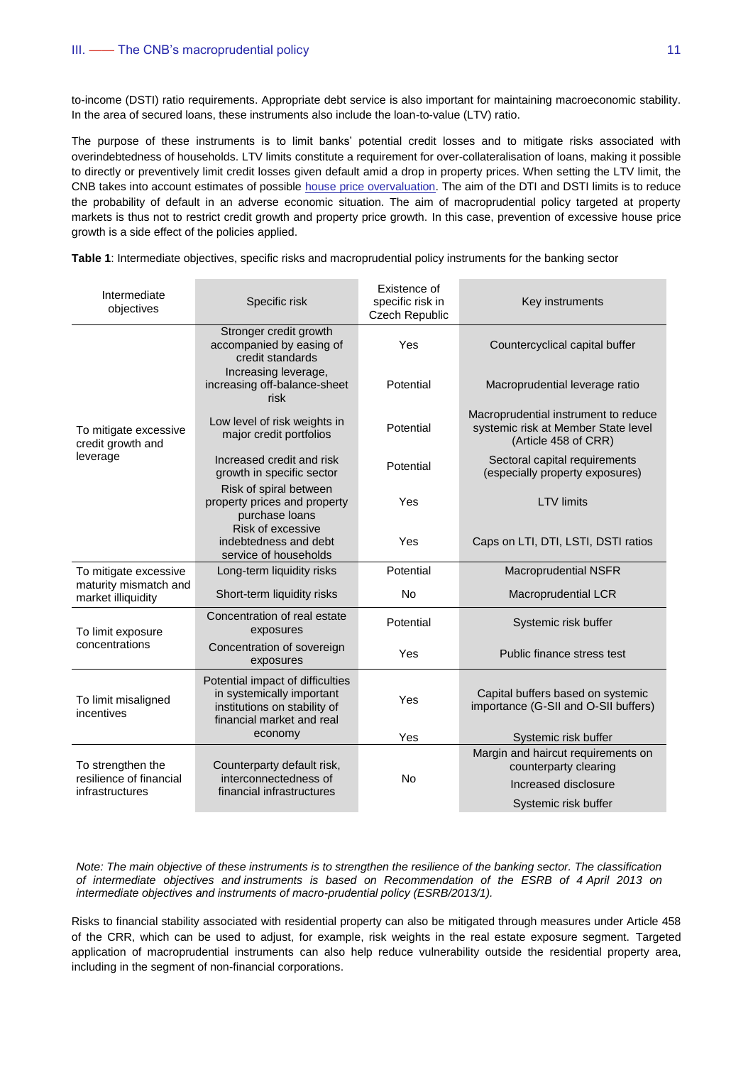to-income (DSTI) ratio requirements. Appropriate debt service is also important for maintaining macroeconomic stability. In the area of secured loans, these instruments also include the loan-to-value (LTV) ratio.

The purpose of these instruments is to limit banks' potential credit losses and to mitigate risks associated with overindebtedness of households. LTV limits constitute a requirement for over-collateralisation of loans, making it possible to directly or preventively limit credit losses given default amid a drop in property prices. When setting the LTV limit, the CNB takes into account estimates of possible house price overvaluation. The aim of the DTI and DSTI limits is to reduce the probability of default in an adverse economic situation. The aim of macroprudential policy targeted at property markets is thus not to restrict credit growth and property price growth. In this case, prevention of excessive house price growth is a side effect of the policies applied.

**Table 1**: Intermediate objectives, specific risks and macroprudential policy instruments for the banking sector

| Intermediate objectives | Specific risk | Existence of specific risk in Czech Republic | Key instruments |
|---|---|---|---|
| To mitigate excessive credit growth and leverage | Stronger credit growth accompanied by easing of credit standards | Yes | Countercyclical capital buffer |
| | Increasing leverage, increasing off-balance-sheet risk | Potential | Macroprudential leverage ratio |
| | Low level of risk weights in major credit portfolios | Potential | Macroprudential instrument to reduce systemic risk at Member State level (Article 458 of CRR) |
| | Increased credit and risk growth in specific sector | Potential | Sectoral capital requirements (especially property exposures) |
| | Risk of spiral between property prices and property purchase loans | Yes | LTV limits |
| | Risk of excessive indebtedness and debt service of households | Yes | Caps on LTI, DTI, LSTI, DSTI ratios |
| To mitigate excessive maturity mismatch and market illiquidity | Long-term liquidity risks | Potential | Macroprudential NSFR |
| | Short-term liquidity risks | No | Macroprudential LCR |
| To limit exposure concentrations | Concentration of real estate exposures | Potential | Systemic risk buffer |
| | Concentration of sovereign exposures | Yes | Public finance stress test |
| To limit misaligned incentives | Potential impact of difficulties in systemically important institutions on stability of financial market and real economy | Yes | Capital buffers based on systemic importance (G-SII and O-SII buffers) |
| | | Yes | Systemic risk buffer |
| To strengthen the resilience of financial infrastructures | Counterparty default risk, interconnectedness of financial infrastructures | No | Margin and haircut requirements on counterparty clearing |
| | | | Increased disclosure |
| | | | Systemic risk buffer |

*Note: The main objective of these instruments is to strengthen the resilience of the banking sector. The classification of intermediate objectives and instruments is based on Recommendation of the ESRB of 4 April 2013 on intermediate objectives and instruments of macro-prudential policy (ESRB/2013/1).*

Risks to financial stability associated with residential property can also be mitigated through measures under Article 458 of the CRR, which can be used to adjust, for example, risk weights in the real estate exposure segment. Targeted application of macroprudential instruments can also help reduce vulnerability outside the residential property area, including in the segment of non-financial corporations.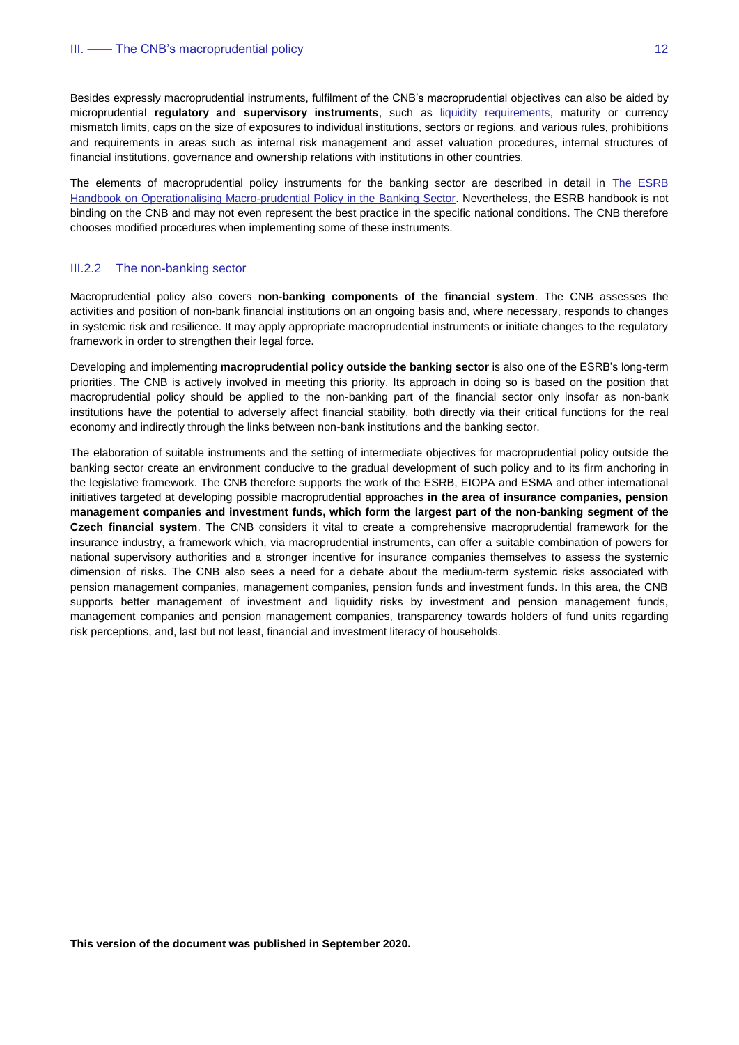Besides expressly macroprudential instruments, fulfilment of the CNB's macroprudential objectives can also be aided by microprudential **regulatory and supervisory instruments**, such as liquidity requirements, maturity or currency mismatch limits, caps on the size of exposures to individual institutions, sectors or regions, and various rules, prohibitions and requirements in areas such as internal risk management and asset valuation procedures, internal structures of financial institutions, governance and ownership relations with institutions in other countries.

The elements of macroprudential policy instruments for the banking sector are described in detail in The ESRB Handbook on Operationalising Macro-prudential Policy in the Banking Sector. Nevertheless, the ESRB handbook is not binding on the CNB and may not even represent the best practice in the specific national conditions. The CNB therefore chooses modified procedures when implementing some of these instruments.

### III.2.2 The non-banking sector

Macroprudential policy also covers **non-banking components of the financial system**. The CNB assesses the activities and position of non-bank financial institutions on an ongoing basis and, where necessary, responds to changes in systemic risk and resilience. It may apply appropriate macroprudential instruments or initiate changes to the regulatory framework in order to strengthen their legal force.

Developing and implementing **macroprudential policy outside the banking sector** is also one of the ESRB's long-term priorities. The CNB is actively involved in meeting this priority. Its approach in doing so is based on the position that macroprudential policy should be applied to the non-banking part of the financial sector only insofar as non-bank institutions have the potential to adversely affect financial stability, both directly via their critical functions for the real economy and indirectly through the links between non-bank institutions and the banking sector.

The elaboration of suitable instruments and the setting of intermediate objectives for macroprudential policy outside the banking sector create an environment conducive to the gradual development of such policy and to its firm anchoring in the legislative framework. The CNB therefore supports the work of the ESRB, EIOPA and ESMA and other international initiatives targeted at developing possible macroprudential approaches **in the area of insurance companies, pension management companies and investment funds, which form the largest part of the non-banking segment of the Czech financial system**. The CNB considers it vital to create a comprehensive macroprudential framework for the insurance industry, a framework which, via macroprudential instruments, can offer a suitable combination of powers for national supervisory authorities and a stronger incentive for insurance companies themselves to assess the systemic dimension of risks. The CNB also sees a need for a debate about the medium-term systemic risks associated with pension management companies, management companies, pension funds and investment funds. In this area, the CNB supports better management of investment and liquidity risks by investment and pension management funds, management companies and pension management companies, transparency towards holders of fund units regarding risk perceptions, and, last but not least, financial and investment literacy of households.

**This version of the document was published in September 2020.**